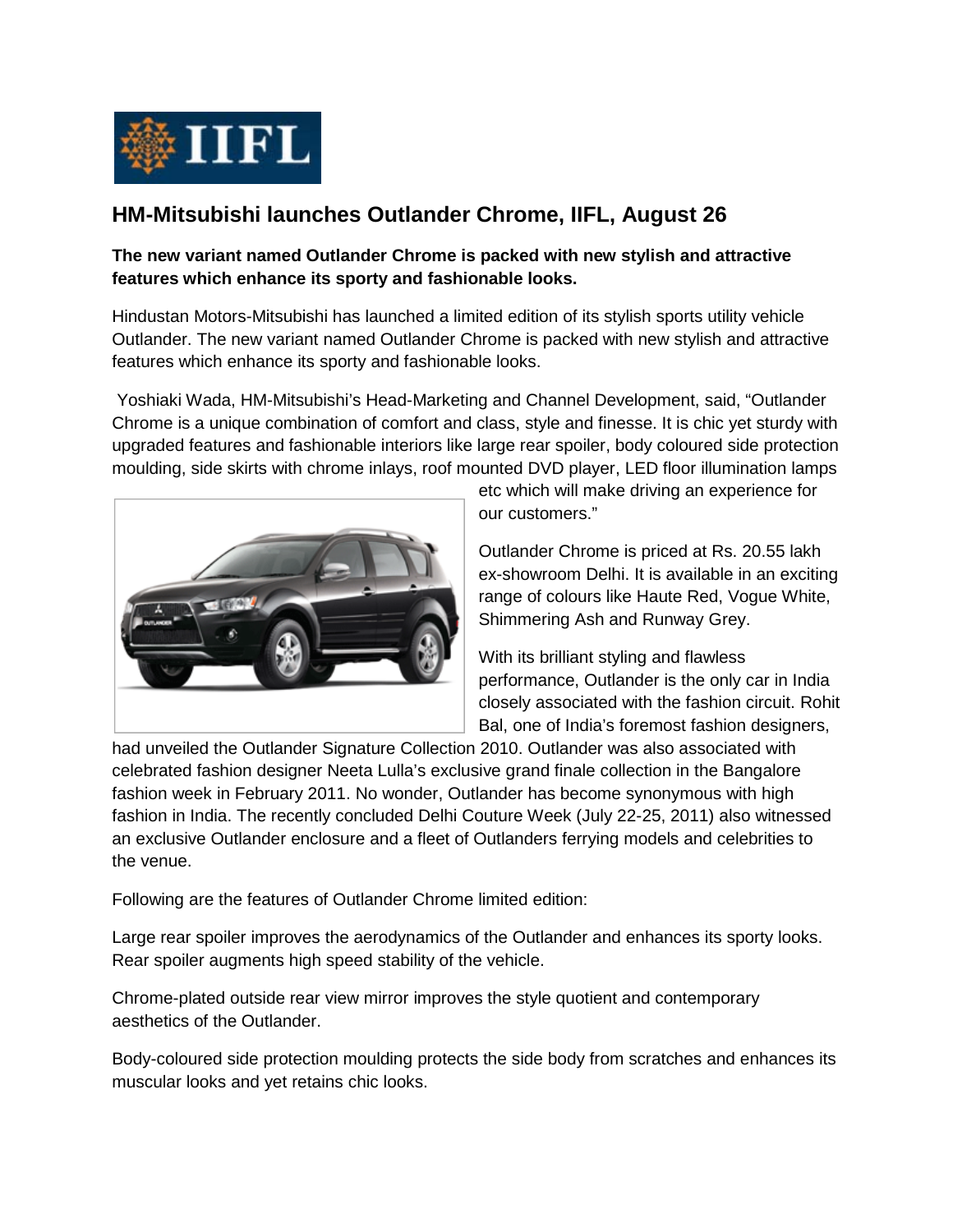# HM-Mitsubishi launches Outlander Chrome, IIFL, August 26

**The new variant named Outlander Chrome is packed with new stylish and attractive features which enhance its sporty and fashionable looks.**

Hindustan Motors-Mitsubishi has launched a limited edition of its stylish sports utility vehicle Outlander. The new variant named Outlander Chrome is packed with new stylish and attractive features which enhance its sporty and fashionable looks.

Yoshiaki Wada, HM-Mitsubishi's Head-Marketing and Channel Development, said, "Outlander Chrome is a unique combination of comfort and class, style and finesse. It is chic yet sturdy with upgraded features and fashionable interiors like large rear spoiler, body coloured side protection moulding, side skirts with chrome inlays, roof mounted DVD player, LED floor illumination lamps etc which will make driving an experience for our customers."

Outlander Chrome is priced at Rs. 20.55 lakh ex-showroom Delhi. It is available in an exciting range of colours like Haute Red, Vogue White, Shimmering Ash and Runway Grey.

With its brilliant styling and flawless performance, Outlander is the only car in India closely associated with the fashion circuit. Rohit Bal, one of India's foremost fashion designers, had unveiled the Outlander Signature Collection 2010. Outlander was also associated with celebrated fashion designer Neeta Lulla's exclusive grand finale collection in the Bangalore fashion week in February 2011. No wonder, Outlander has become synonymous with high fashion in India. The recently concluded Delhi Couture Week (July 22-25, 2011) also witnessed an exclusive Outlander enclosure and a fleet of Outlanders ferrying models and celebrities to the venue.

Following are the features of Outlander Chrome limited edition:

Large rear spoiler improves the aerodynamics of the Outlander and enhances its sporty looks. Rear spoiler augments high speed stability of the vehicle.

Chrome-plated outside rear view mirror improves the style quotient and contemporary aesthetics of the Outlander.

Body-coloured side protection moulding protects the side body from scratches and enhances its muscular looks and yet retains chic looks.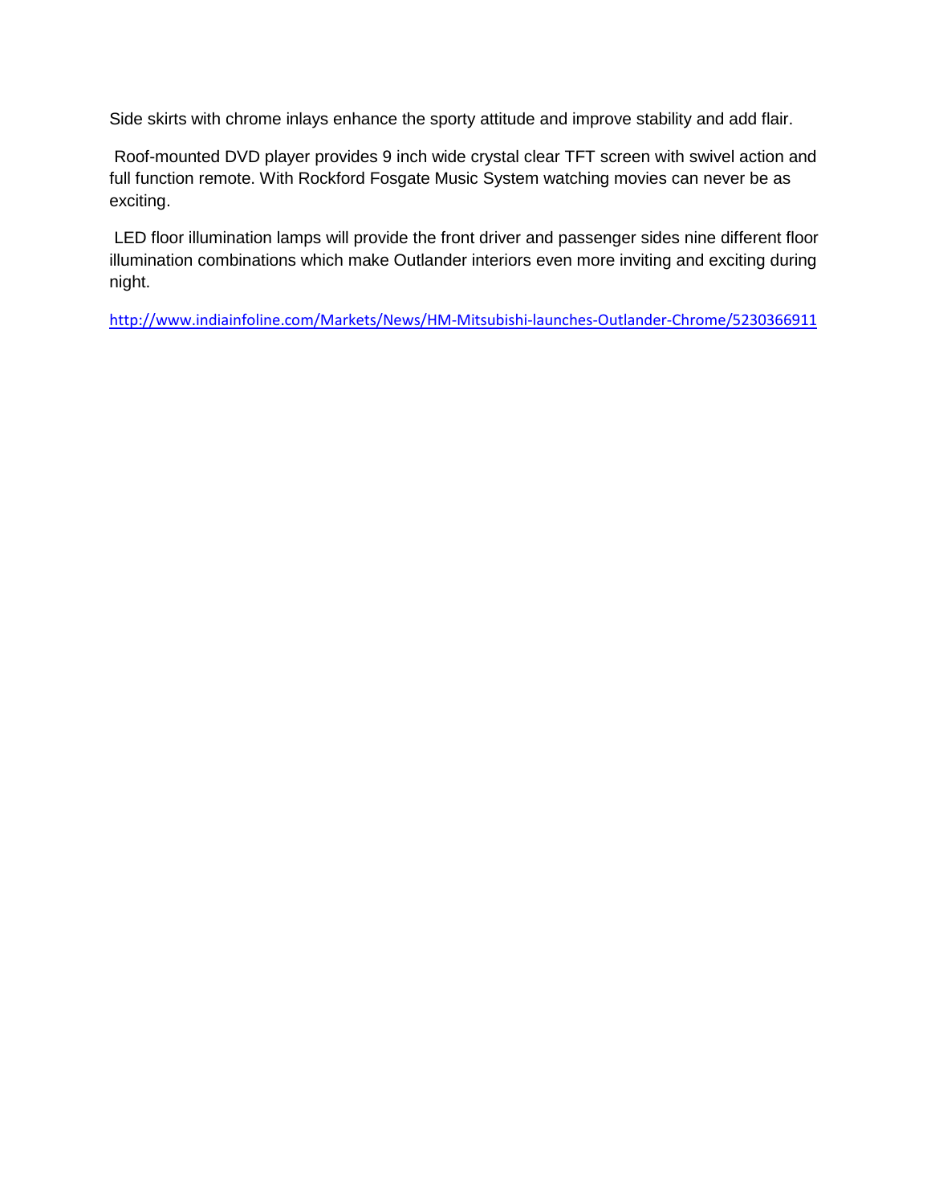Side skirts with chrome inlays enhance the sporty attitude and improve stability and add flair.

Roof-mounted DVD player provides 9 inch wide crystal clear TFT screen with swivel action and full function remote. With Rockford Fosgate Music System watching movies can never be as exciting.

LED floor illumination lamps will provide the front driver and passenger sides nine different floor illumination combinations which make Outlander interiors even more inviting and exciting during night.

http://www.indiainfoline.com/Markets/News/HM-Mitsubishi-launches-Outlander-Chrome/5230366911